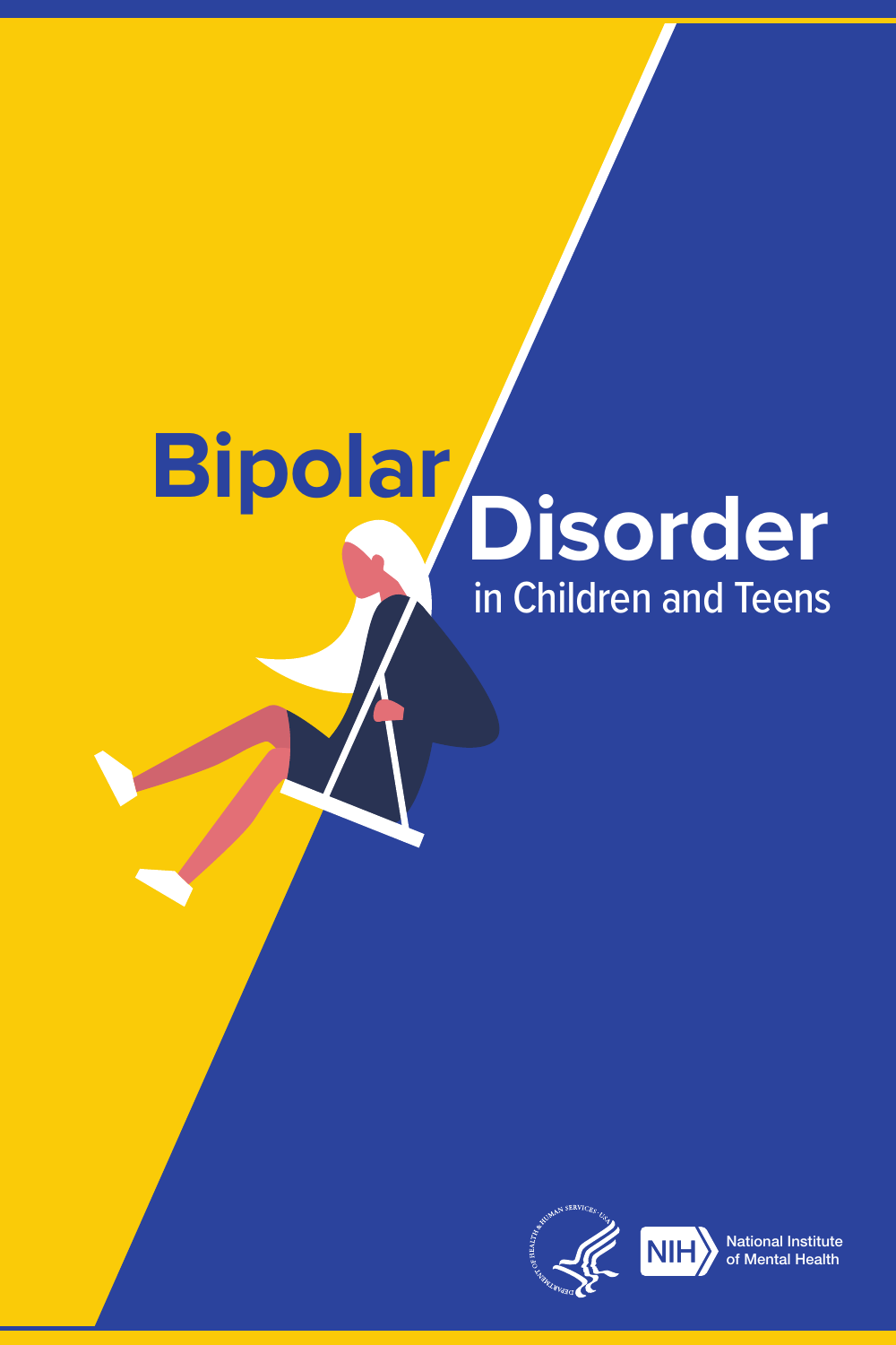# Bipolar Disorder

## in Children and Teens

National Institute of Mental Health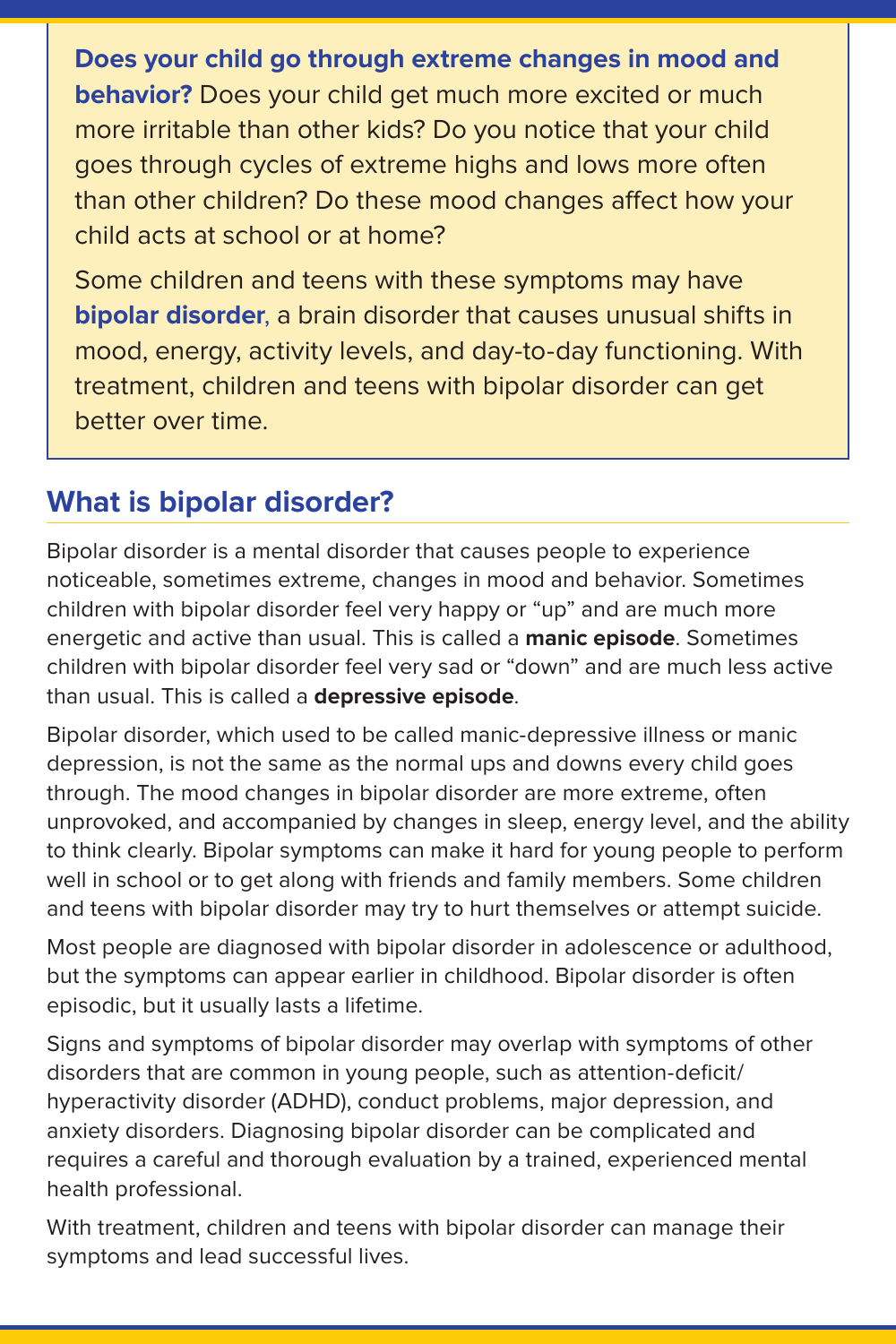**Does your child go through extreme changes in mood and behavior?** Does your child get much more excited or much more irritable than other kids? Do you notice that your child goes through cycles of extreme highs and lows more often than other children? Do these mood changes affect how your child acts at school or at home?

Some children and teens with these symptoms may have **bipolar disorder**, a brain disorder that causes unusual shifts in mood, energy, activity levels, and day-to-day functioning. With treatment, children and teens with bipolar disorder can get better over time.

## What is bipolar disorder?

Bipolar disorder is a mental disorder that causes people to experience noticeable, sometimes extreme, changes in mood and behavior. Sometimes children with bipolar disorder feel very happy or "up" and are much more energetic and active than usual. This is called a **manic episode**. Sometimes children with bipolar disorder feel very sad or "down" and are much less active than usual. This is called a **depressive episode**.

Bipolar disorder, which used to be called manic-depressive illness or manic depression, is not the same as the normal ups and downs every child goes through. The mood changes in bipolar disorder are more extreme, often unprovoked, and accompanied by changes in sleep, energy level, and the ability to think clearly. Bipolar symptoms can make it hard for young people to perform well in school or to get along with friends and family members. Some children and teens with bipolar disorder may try to hurt themselves or attempt suicide.

Most people are diagnosed with bipolar disorder in adolescence or adulthood, but the symptoms can appear earlier in childhood. Bipolar disorder is often episodic, but it usually lasts a lifetime.

Signs and symptoms of bipolar disorder may overlap with symptoms of other disorders that are common in young people, such as attention-deficit/hyperactivity disorder (ADHD), conduct problems, major depression, and anxiety disorders. Diagnosing bipolar disorder can be complicated and requires a careful and thorough evaluation by a trained, experienced mental health professional.

With treatment, children and teens with bipolar disorder can manage their symptoms and lead successful lives.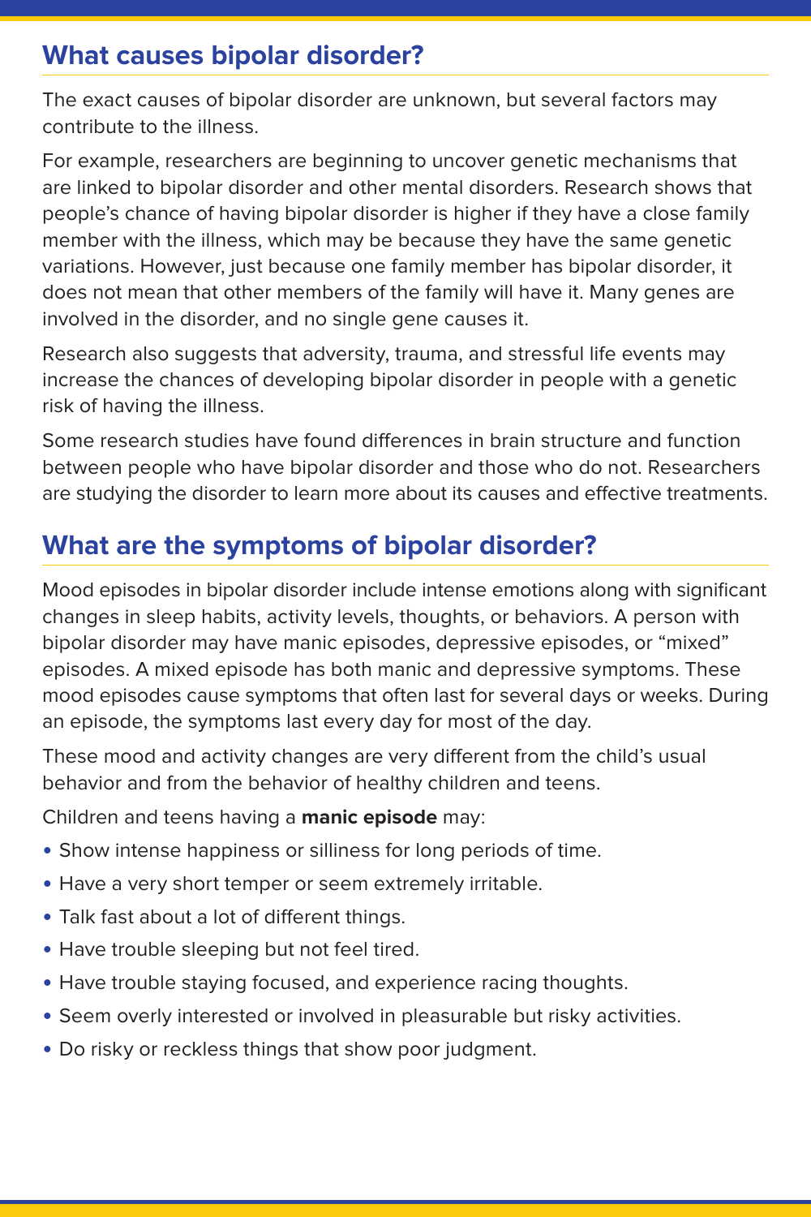## What causes bipolar disorder?

The exact causes of bipolar disorder are unknown, but several factors may contribute to the illness.

For example, researchers are beginning to uncover genetic mechanisms that are linked to bipolar disorder and other mental disorders. Research shows that people's chance of having bipolar disorder is higher if they have a close family member with the illness, which may be because they have the same genetic variations. However, just because one family member has bipolar disorder, it does not mean that other members of the family will have it. Many genes are involved in the disorder, and no single gene causes it.

Research also suggests that adversity, trauma, and stressful life events may increase the chances of developing bipolar disorder in people with a genetic risk of having the illness.

Some research studies have found differences in brain structure and function between people who have bipolar disorder and those who do not. Researchers are studying the disorder to learn more about its causes and effective treatments.

## What are the symptoms of bipolar disorder?

Mood episodes in bipolar disorder include intense emotions along with significant changes in sleep habits, activity levels, thoughts, or behaviors. A person with bipolar disorder may have manic episodes, depressive episodes, or "mixed" episodes. A mixed episode has both manic and depressive symptoms. These mood episodes cause symptoms that often last for several days or weeks. During an episode, the symptoms last every day for most of the day.

These mood and activity changes are very different from the child's usual behavior and from the behavior of healthy children and teens.

Children and teens having a **manic episode** may:

- Show intense happiness or silliness for long periods of time.
- Have a very short temper or seem extremely irritable.
- Talk fast about a lot of different things.
- Have trouble sleeping but not feel tired.
- Have trouble staying focused, and experience racing thoughts.
- Seem overly interested or involved in pleasurable but risky activities.
- Do risky or reckless things that show poor judgment.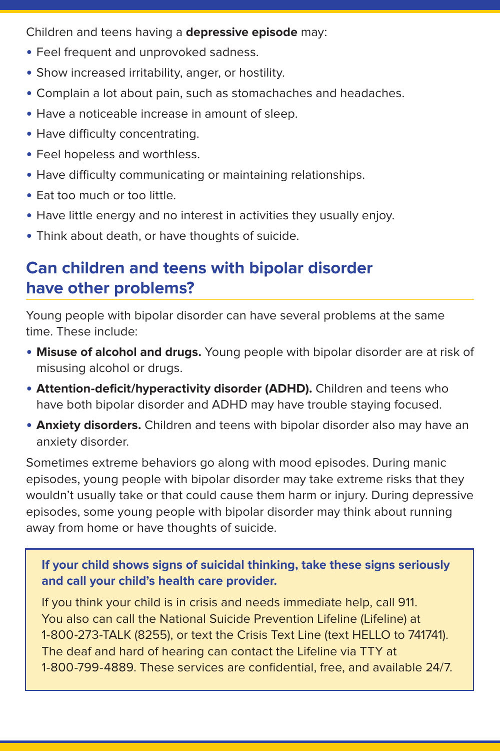Children and teens having a **depressive episode** may:

- Feel frequent and unprovoked sadness.
- Show increased irritability, anger, or hostility.
- Complain a lot about pain, such as stomachaches and headaches.
- Have a noticeable increase in amount of sleep.
- Have difficulty concentrating.
- Feel hopeless and worthless.
- Have difficulty communicating or maintaining relationships.
- Eat too much or too little.
- Have little energy and no interest in activities they usually enjoy.
- Think about death, or have thoughts of suicide.

## Can children and teens with bipolar disorder have other problems?

Young people with bipolar disorder can have several problems at the same time. These include:

- **Misuse of alcohol and drugs.** Young people with bipolar disorder are at risk of misusing alcohol or drugs.
- **Attention-deficit/hyperactivity disorder (ADHD).** Children and teens who have both bipolar disorder and ADHD may have trouble staying focused.
- **Anxiety disorders.** Children and teens with bipolar disorder also may have an anxiety disorder.

Sometimes extreme behaviors go along with mood episodes. During manic episodes, young people with bipolar disorder may take extreme risks that they wouldn't usually take or that could cause them harm or injury. During depressive episodes, some young people with bipolar disorder may think about running away from home or have thoughts of suicide.

**If your child shows signs of suicidal thinking, take these signs seriously and call your child's health care provider.**

If you think your child is in crisis and needs immediate help, call 911. You also can call the National Suicide Prevention Lifeline (Lifeline) at 1-800-273-TALK (8255), or text the Crisis Text Line (text HELLO to 741741). The deaf and hard of hearing can contact the Lifeline via TTY at 1-800-799-4889. These services are confidential, free, and available 24/7.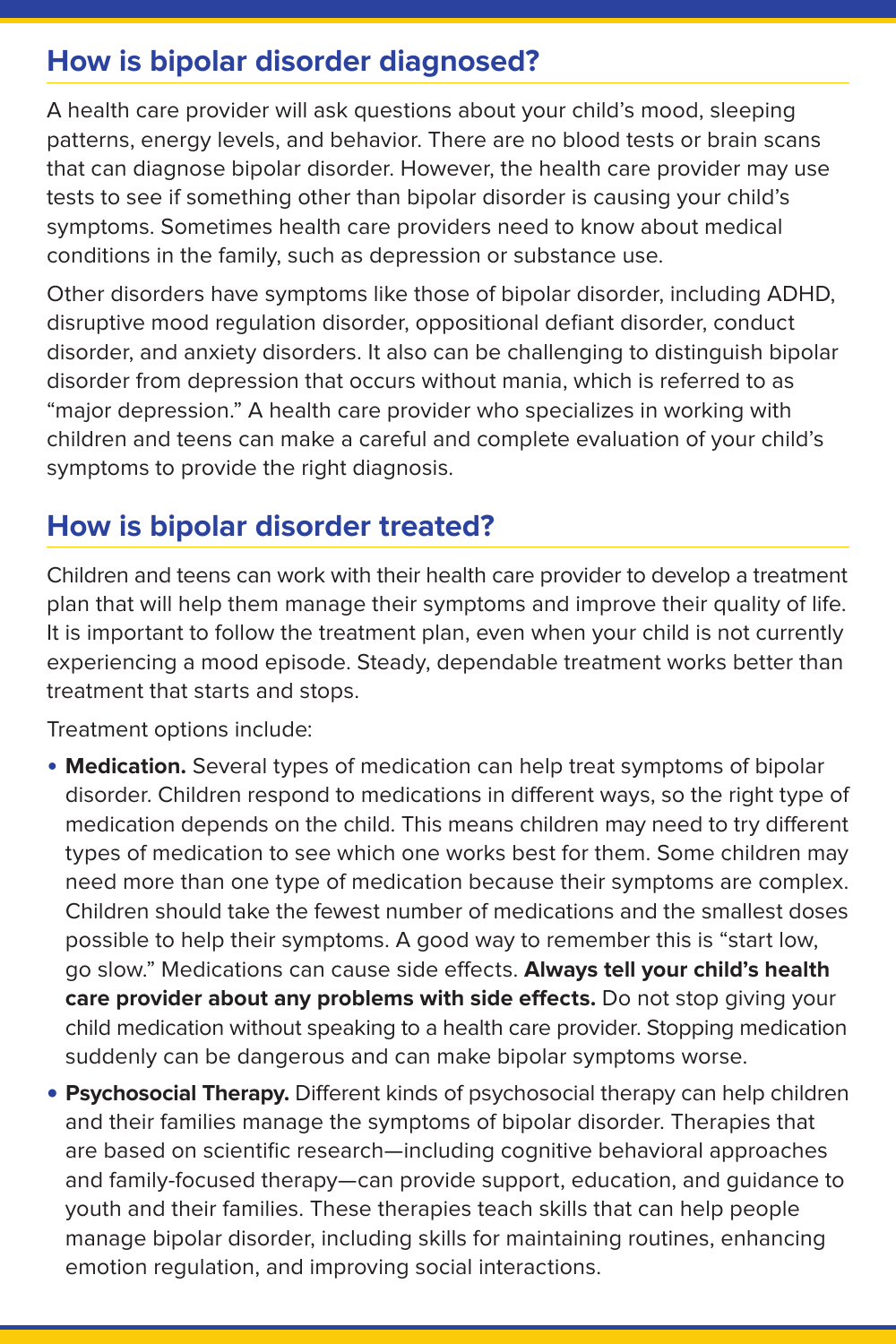## How is bipolar disorder diagnosed?

A health care provider will ask questions about your child's mood, sleeping patterns, energy levels, and behavior. There are no blood tests or brain scans that can diagnose bipolar disorder. However, the health care provider may use tests to see if something other than bipolar disorder is causing your child's symptoms. Sometimes health care providers need to know about medical conditions in the family, such as depression or substance use.

Other disorders have symptoms like those of bipolar disorder, including ADHD, disruptive mood regulation disorder, oppositional defiant disorder, conduct disorder, and anxiety disorders. It also can be challenging to distinguish bipolar disorder from depression that occurs without mania, which is referred to as "major depression." A health care provider who specializes in working with children and teens can make a careful and complete evaluation of your child's symptoms to provide the right diagnosis.

## How is bipolar disorder treated?

Children and teens can work with their health care provider to develop a treatment plan that will help them manage their symptoms and improve their quality of life. It is important to follow the treatment plan, even when your child is not currently experiencing a mood episode. Steady, dependable treatment works better than treatment that starts and stops.

Treatment options include:

- **Medication.** Several types of medication can help treat symptoms of bipolar disorder. Children respond to medications in different ways, so the right type of medication depends on the child. This means children may need to try different types of medication to see which one works best for them. Some children may need more than one type of medication because their symptoms are complex. Children should take the fewest number of medications and the smallest doses possible to help their symptoms. A good way to remember this is "start low, go slow." Medications can cause side effects. **Always tell your child's health care provider about any problems with side effects.** Do not stop giving your child medication without speaking to a health care provider. Stopping medication suddenly can be dangerous and can make bipolar symptoms worse.
- **Psychosocial Therapy.** Different kinds of psychosocial therapy can help children and their families manage the symptoms of bipolar disorder. Therapies that are based on scientific research—including cognitive behavioral approaches and family-focused therapy—can provide support, education, and guidance to youth and their families. These therapies teach skills that can help people manage bipolar disorder, including skills for maintaining routines, enhancing emotion regulation, and improving social interactions.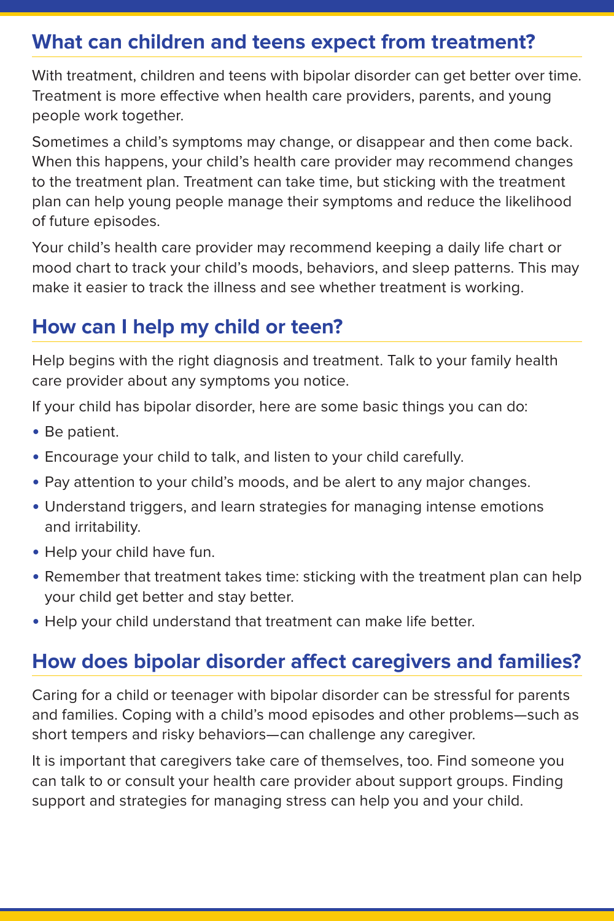## What can children and teens expect from treatment?

With treatment, children and teens with bipolar disorder can get better over time. Treatment is more effective when health care providers, parents, and young people work together.

Sometimes a child's symptoms may change, or disappear and then come back. When this happens, your child's health care provider may recommend changes to the treatment plan. Treatment can take time, but sticking with the treatment plan can help young people manage their symptoms and reduce the likelihood of future episodes.

Your child's health care provider may recommend keeping a daily life chart or mood chart to track your child's moods, behaviors, and sleep patterns. This may make it easier to track the illness and see whether treatment is working.

## How can I help my child or teen?

Help begins with the right diagnosis and treatment. Talk to your family health care provider about any symptoms you notice.

If your child has bipolar disorder, here are some basic things you can do:

- Be patient.
- Encourage your child to talk, and listen to your child carefully.
- Pay attention to your child's moods, and be alert to any major changes.
- Understand triggers, and learn strategies for managing intense emotions and irritability.
- Help your child have fun.
- Remember that treatment takes time: sticking with the treatment plan can help your child get better and stay better.
- Help your child understand that treatment can make life better.

## How does bipolar disorder affect caregivers and families?

Caring for a child or teenager with bipolar disorder can be stressful for parents and families. Coping with a child's mood episodes and other problems—such as short tempers and risky behaviors—can challenge any caregiver.

It is important that caregivers take care of themselves, too. Find someone you can talk to or consult your health care provider about support groups. Finding support and strategies for managing stress can help you and your child.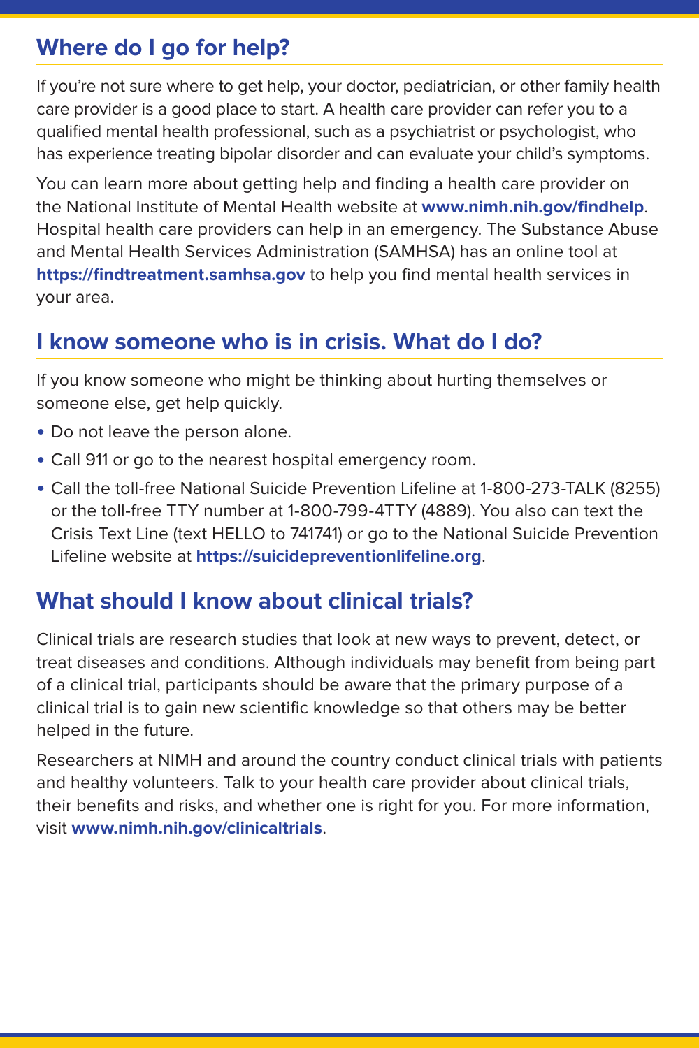## Where do I go for help?

If you're not sure where to get help, your doctor, pediatrician, or other family health care provider is a good place to start. A health care provider can refer you to a qualified mental health professional, such as a psychiatrist or psychologist, who has experience treating bipolar disorder and can evaluate your child's symptoms.

You can learn more about getting help and finding a health care provider on the National Institute of Mental Health website at **www.nimh.nih.gov/findhelp**. Hospital health care providers can help in an emergency. The Substance Abuse and Mental Health Services Administration (SAMHSA) has an online tool at **https://findtreatment.samhsa.gov** to help you find mental health services in your area.

## I know someone who is in crisis. What do I do?

If you know someone who might be thinking about hurting themselves or someone else, get help quickly.

- Do not leave the person alone.
- Call 911 or go to the nearest hospital emergency room.
- Call the toll-free National Suicide Prevention Lifeline at 1-800-273-TALK (8255) or the toll-free TTY number at 1-800-799-4TTY (4889). You also can text the Crisis Text Line (text HELLO to 741741) or go to the National Suicide Prevention Lifeline website at **https://suicidepreventionlifeline.org**.

## What should I know about clinical trials?

Clinical trials are research studies that look at new ways to prevent, detect, or treat diseases and conditions. Although individuals may benefit from being part of a clinical trial, participants should be aware that the primary purpose of a clinical trial is to gain new scientific knowledge so that others may be better helped in the future.

Researchers at NIMH and around the country conduct clinical trials with patients and healthy volunteers. Talk to your health care provider about clinical trials, their benefits and risks, and whether one is right for you. For more information, visit **www.nimh.nih.gov/clinicaltrials**.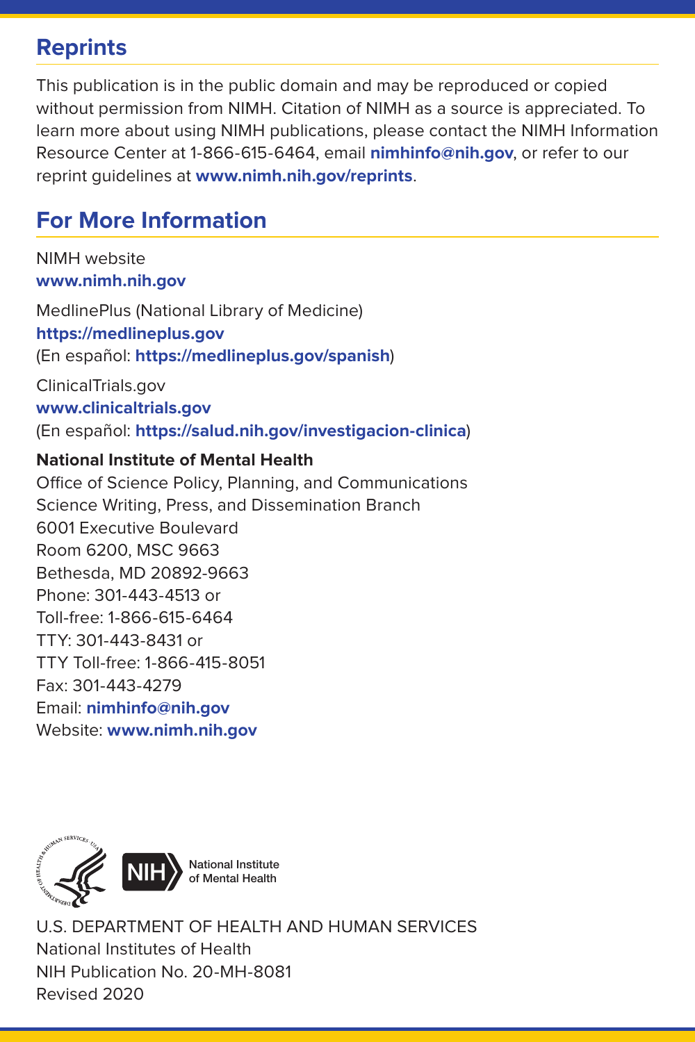## Reprints

This publication is in the public domain and may be reproduced or copied without permission from NIMH. Citation of NIMH as a source is appreciated. To learn more about using NIMH publications, please contact the NIMH Information Resource Center at 1-866-615-6464, email **nimhinfo@nih.gov**, or refer to our reprint guidelines at **www.nimh.nih.gov/reprints**.

## For More Information

NIMH website
**www.nimh.nih.gov**

MedlinePlus (National Library of Medicine)
**https://medlineplus.gov**
(En español: **https://medlineplus.gov/spanish**)

ClinicalTrials.gov
**www.clinicaltrials.gov**
(En español: **https://salud.nih.gov/investigacion-clinica**)

**National Institute of Mental Health**
Office of Science Policy, Planning, and Communications
Science Writing, Press, and Dissemination Branch
6001 Executive Boulevard
Room 6200, MSC 9663
Bethesda, MD 20892-9663
Phone: 301-443-4513 or
Toll-free: 1-866-615-6464
TTY: 301-443-8431 or
TTY Toll-free: 1-866-415-8051
Fax: 301-443-4279
Email: **nimhinfo@nih.gov**
Website: **www.nimh.nih.gov**

NIH National Institute of Mental Health

U.S. DEPARTMENT OF HEALTH AND HUMAN SERVICES
National Institutes of Health
NIH Publication No. 20-MH-8081
Revised 2020